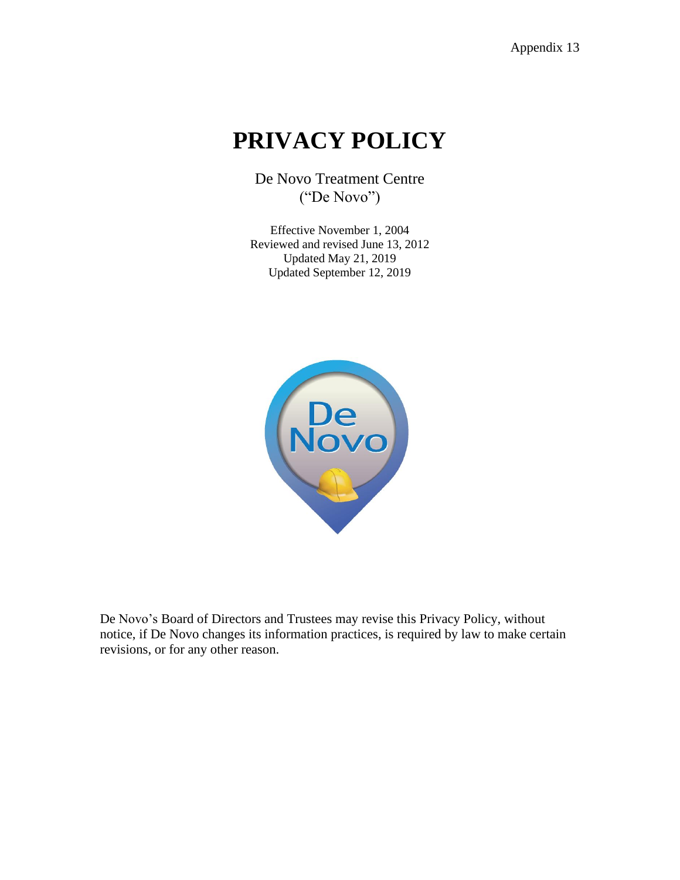Appendix 13

# PRIVACY POLICY

De Novo Treatment Centre
("De Novo")

Effective November 1, 2004
Reviewed and revised June 13, 2012
Updated May 21, 2019
Updated September 12, 2019

De Novo's Board of Directors and Trustees may revise this Privacy Policy, without notice, if De Novo changes its information practices, is required by law to make certain revisions, or for any other reason.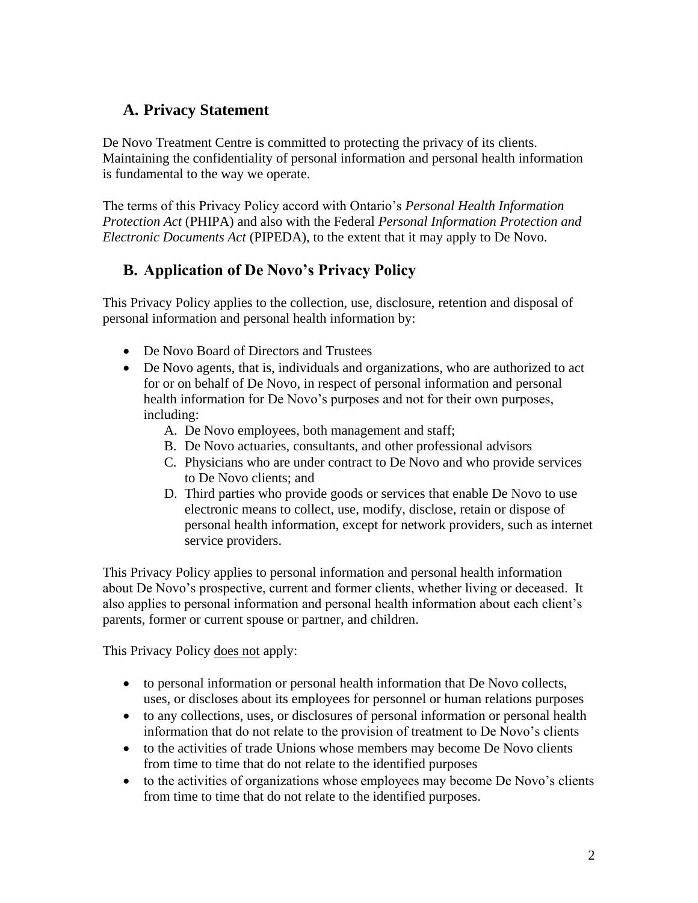## A. Privacy Statement

De Novo Treatment Centre is committed to protecting the privacy of its clients. Maintaining the confidentiality of personal information and personal health information is fundamental to the way we operate.

The terms of this Privacy Policy accord with Ontario's *Personal Health Information Protection Act* (PHIPA) and also with the Federal *Personal Information Protection and Electronic Documents Act* (PIPEDA), to the extent that it may apply to De Novo.

## B. Application of De Novo's Privacy Policy

This Privacy Policy applies to the collection, use, disclosure, retention and disposal of personal information and personal health information by:

- De Novo Board of Directors and Trustees
- De Novo agents, that is, individuals and organizations, who are authorized to act for or on behalf of De Novo, in respect of personal information and personal health information for De Novo's purposes and not for their own purposes, including:
    A. De Novo employees, both management and staff;
    B. De Novo actuaries, consultants, and other professional advisors
    C. Physicians who are under contract to De Novo and who provide services to De Novo clients; and
    D. Third parties who provide goods or services that enable De Novo to use electronic means to collect, use, modify, disclose, retain or dispose of personal health information, except for network providers, such as internet service providers.

This Privacy Policy applies to personal information and personal health information about De Novo's prospective, current and former clients, whether living or deceased. It also applies to personal information and personal health information about each client's parents, former or current spouse or partner, and children.

This Privacy Policy <u>does not</u> apply:

- to personal information or personal health information that De Novo collects, uses, or discloses about its employees for personnel or human relations purposes
- to any collections, uses, or disclosures of personal information or personal health information that do not relate to the provision of treatment to De Novo's clients
- to the activities of trade Unions whose members may become De Novo clients from time to time that do not relate to the identified purposes
- to the activities of organizations whose employees may become De Novo's clients from time to time that do not relate to the identified purposes.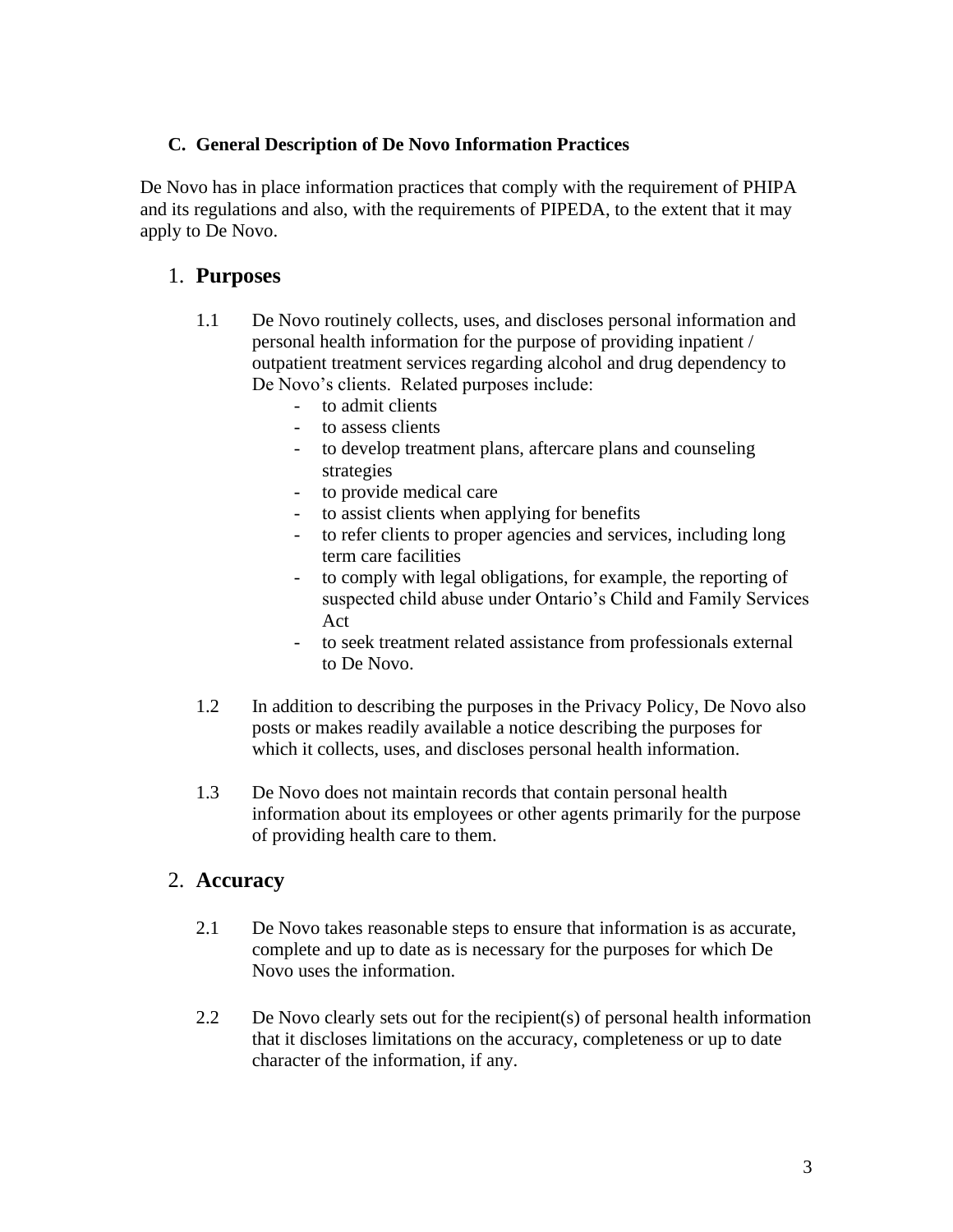### C. General Description of De Novo Information Practices

De Novo has in place information practices that comply with the requirement of PHIPA and its regulations and also, with the requirements of PIPEDA, to the extent that it may apply to De Novo.

## 1. Purposes

1.1 De Novo routinely collects, uses, and discloses personal information and personal health information for the purpose of providing inpatient / outpatient treatment services regarding alcohol and drug dependency to De Novo's clients. Related purposes include:

- to admit clients
- to assess clients
- to develop treatment plans, aftercare plans and counseling strategies
- to provide medical care
- to assist clients when applying for benefits
- to refer clients to proper agencies and services, including long term care facilities
- to comply with legal obligations, for example, the reporting of suspected child abuse under Ontario's Child and Family Services Act
- to seek treatment related assistance from professionals external to De Novo.

1.2 In addition to describing the purposes in the Privacy Policy, De Novo also posts or makes readily available a notice describing the purposes for which it collects, uses, and discloses personal health information.

1.3 De Novo does not maintain records that contain personal health information about its employees or other agents primarily for the purpose of providing health care to them.

## 2. Accuracy

2.1 De Novo takes reasonable steps to ensure that information is as accurate, complete and up to date as is necessary for the purposes for which De Novo uses the information.

2.2 De Novo clearly sets out for the recipient(s) of personal health information that it discloses limitations on the accuracy, completeness or up to date character of the information, if any.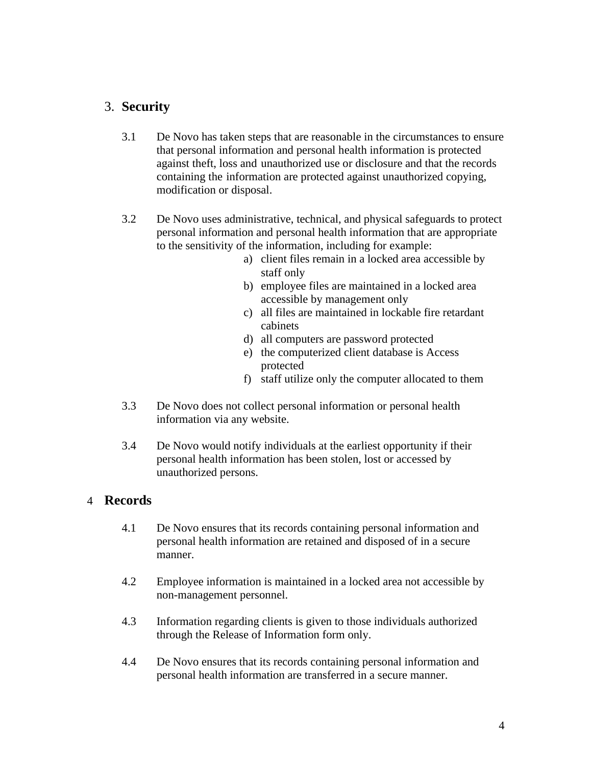## 3. Security

3.1 De Novo has taken steps that are reasonable in the circumstances to ensure that personal information and personal health information is protected against theft, loss and unauthorized use or disclosure and that the records containing the information are protected against unauthorized copying, modification or disposal.

3.2 De Novo uses administrative, technical, and physical safeguards to protect personal information and personal health information that are appropriate to the sensitivity of the information, including for example:

a) client files remain in a locked area accessible by staff only
b) employee files are maintained in a locked area accessible by management only
c) all files are maintained in lockable fire retardant cabinets
d) all computers are password protected
e) the computerized client database is Access protected
f) staff utilize only the computer allocated to them

3.3 De Novo does not collect personal information or personal health information via any website.

3.4 De Novo would notify individuals at the earliest opportunity if their personal health information has been stolen, lost or accessed by unauthorized persons.

## 4 Records

4.1 De Novo ensures that its records containing personal information and personal health information are retained and disposed of in a secure manner.

4.2 Employee information is maintained in a locked area not accessible by non-management personnel.

4.3 Information regarding clients is given to those individuals authorized through the Release of Information form only.

4.4 De Novo ensures that its records containing personal information and personal health information are transferred in a secure manner.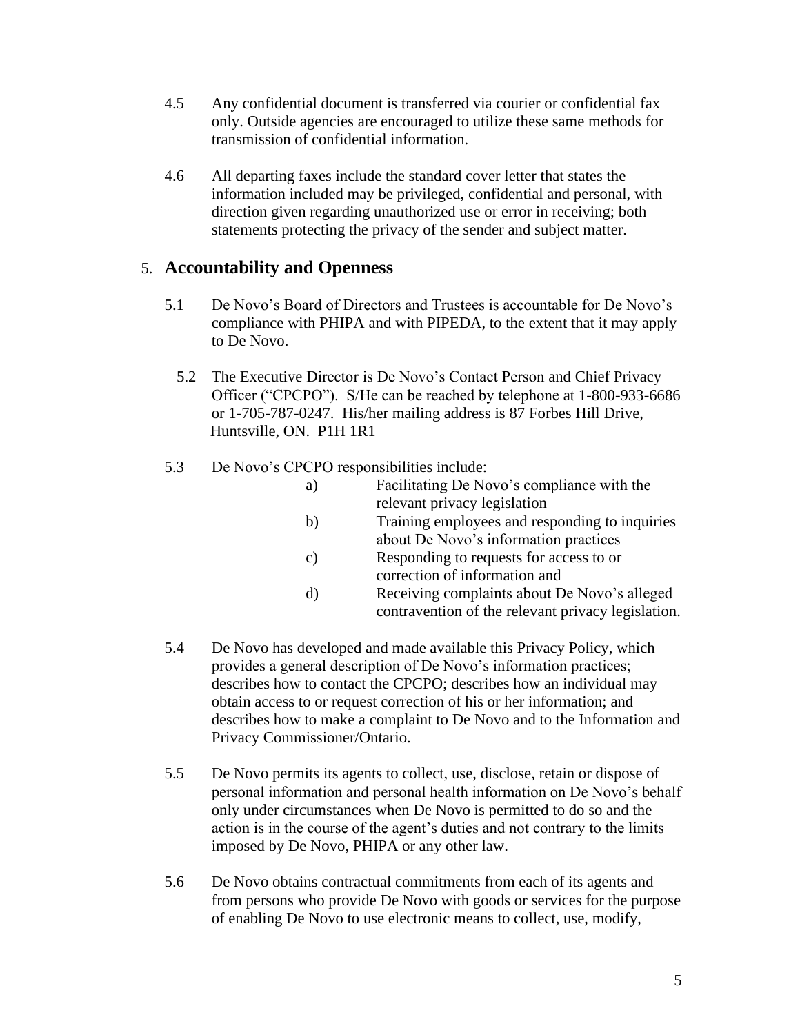4.5 Any confidential document is transferred via courier or confidential fax only. Outside agencies are encouraged to utilize these same methods for transmission of confidential information.

4.6 All departing faxes include the standard cover letter that states the information included may be privileged, confidential and personal, with direction given regarding unauthorized use or error in receiving; both statements protecting the privacy of the sender and subject matter.

## 5. Accountability and Openness

5.1 De Novo's Board of Directors and Trustees is accountable for De Novo's compliance with PHIPA and with PIPEDA, to the extent that it may apply to De Novo.

5.2 The Executive Director is De Novo's Contact Person and Chief Privacy Officer ("CPCPO"). S/He can be reached by telephone at 1-800-933-6686 or 1-705-787-0247. His/her mailing address is 87 Forbes Hill Drive, Huntsville, ON. P1H 1R1

5.3 De Novo's CPCPO responsibilities include:

a) Facilitating De Novo's compliance with the relevant privacy legislation
b) Training employees and responding to inquiries about De Novo's information practices
c) Responding to requests for access to or correction of information and
d) Receiving complaints about De Novo's alleged contravention of the relevant privacy legislation.

5.4 De Novo has developed and made available this Privacy Policy, which provides a general description of De Novo's information practices; describes how to contact the CPCPO; describes how an individual may obtain access to or request correction of his or her information; and describes how to make a complaint to De Novo and to the Information and Privacy Commissioner/Ontario.

5.5 De Novo permits its agents to collect, use, disclose, retain or dispose of personal information and personal health information on De Novo's behalf only under circumstances when De Novo is permitted to do so and the action is in the course of the agent's duties and not contrary to the limits imposed by De Novo, PHIPA or any other law.

5.6 De Novo obtains contractual commitments from each of its agents and from persons who provide De Novo with goods or services for the purpose of enabling De Novo to use electronic means to collect, use, modify,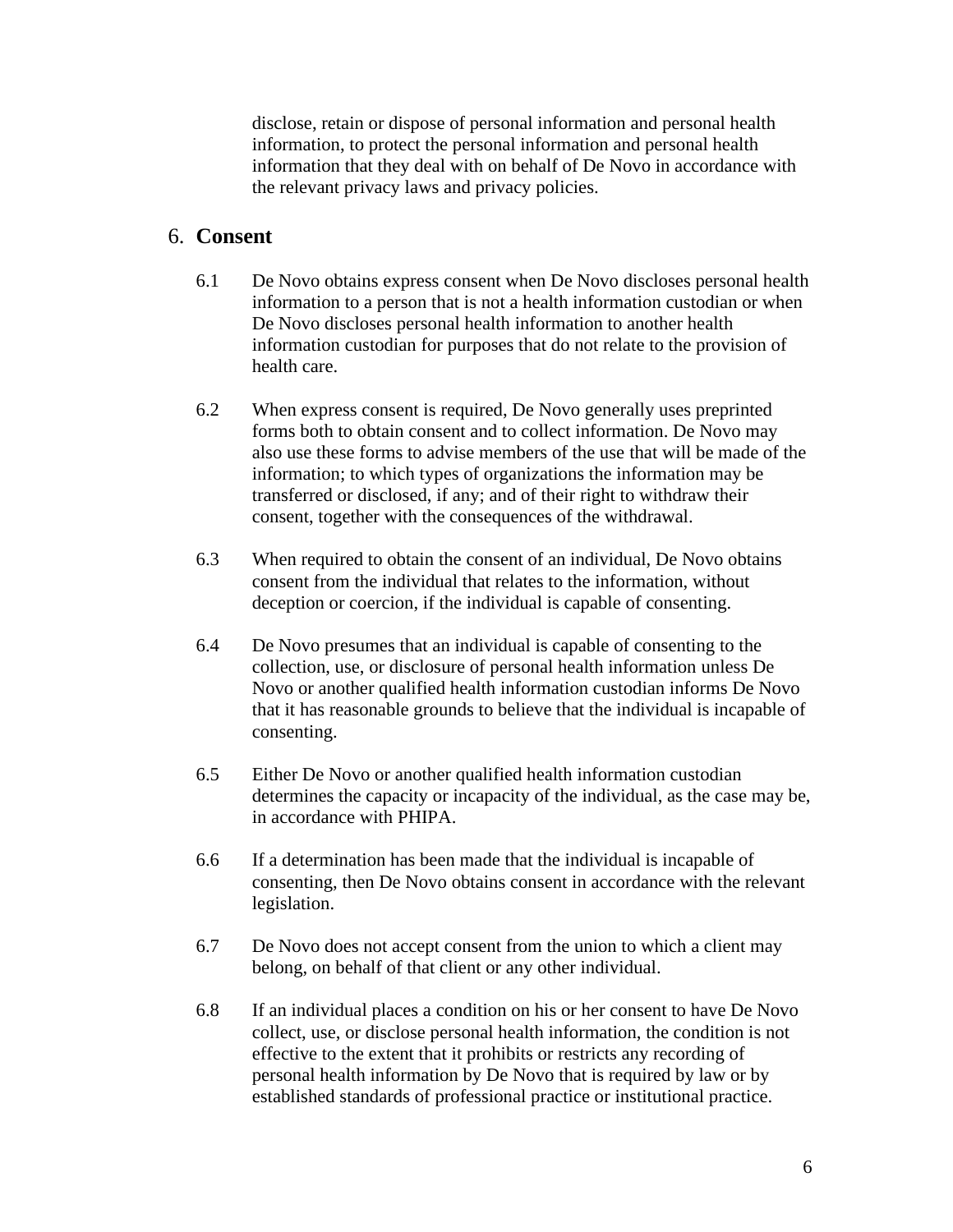disclose, retain or dispose of personal information and personal health information, to protect the personal information and personal health information that they deal with on behalf of De Novo in accordance with the relevant privacy laws and privacy policies.

## 6. Consent

6.1 De Novo obtains express consent when De Novo discloses personal health information to a person that is not a health information custodian or when De Novo discloses personal health information to another health information custodian for purposes that do not relate to the provision of health care.

6.2 When express consent is required, De Novo generally uses preprinted forms both to obtain consent and to collect information. De Novo may also use these forms to advise members of the use that will be made of the information; to which types of organizations the information may be transferred or disclosed, if any; and of their right to withdraw their consent, together with the consequences of the withdrawal.

6.3 When required to obtain the consent of an individual, De Novo obtains consent from the individual that relates to the information, without deception or coercion, if the individual is capable of consenting.

6.4 De Novo presumes that an individual is capable of consenting to the collection, use, or disclosure of personal health information unless De Novo or another qualified health information custodian informs De Novo that it has reasonable grounds to believe that the individual is incapable of consenting.

6.5 Either De Novo or another qualified health information custodian determines the capacity or incapacity of the individual, as the case may be, in accordance with PHIPA.

6.6 If a determination has been made that the individual is incapable of consenting, then De Novo obtains consent in accordance with the relevant legislation.

6.7 De Novo does not accept consent from the union to which a client may belong, on behalf of that client or any other individual.

6.8 If an individual places a condition on his or her consent to have De Novo collect, use, or disclose personal health information, the condition is not effective to the extent that it prohibits or restricts any recording of personal health information by De Novo that is required by law or by established standards of professional practice or institutional practice.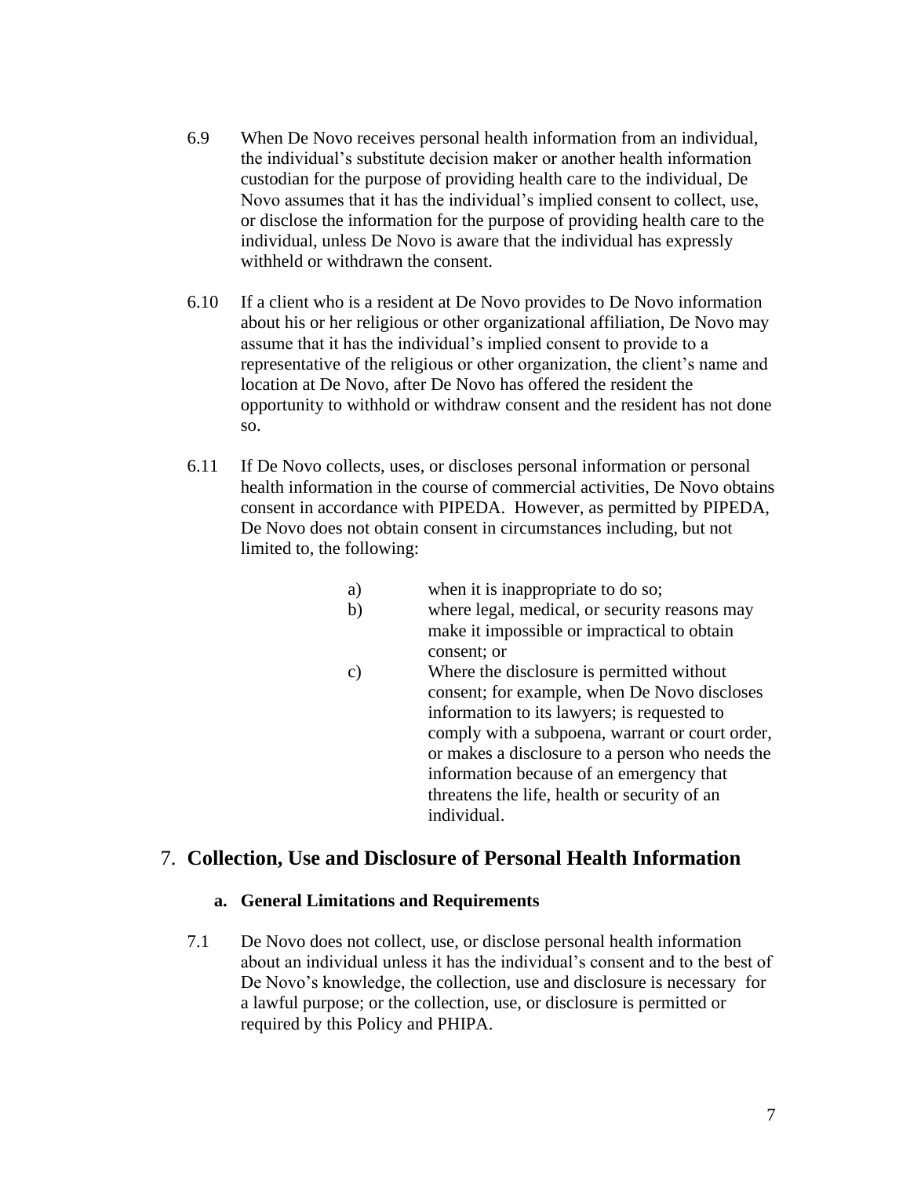6.9 When De Novo receives personal health information from an individual, the individual's substitute decision maker or another health information custodian for the purpose of providing health care to the individual, De Novo assumes that it has the individual's implied consent to collect, use, or disclose the information for the purpose of providing health care to the individual, unless De Novo is aware that the individual has expressly withheld or withdrawn the consent.

6.10 If a client who is a resident at De Novo provides to De Novo information about his or her religious or other organizational affiliation, De Novo may assume that it has the individual's implied consent to provide to a representative of the religious or other organization, the client's name and location at De Novo, after De Novo has offered the resident the opportunity to withhold or withdraw consent and the resident has not done so.

6.11 If De Novo collects, uses, or discloses personal information or personal health information in the course of commercial activities, De Novo obtains consent in accordance with PIPEDA. However, as permitted by PIPEDA, De Novo does not obtain consent in circumstances including, but not limited to, the following:

a) when it is inappropriate to do so;

b) where legal, medical, or security reasons may make it impossible or impractical to obtain consent; or

c) Where the disclosure is permitted without consent; for example, when De Novo discloses information to its lawyers; is requested to comply with a subpoena, warrant or court order, or makes a disclosure to a person who needs the information because of an emergency that threatens the life, health or security of an individual.

## 7. Collection, Use and Disclosure of Personal Health Information

### a. General Limitations and Requirements

7.1 De Novo does not collect, use, or disclose personal health information about an individual unless it has the individual's consent and to the best of De Novo's knowledge, the collection, use and disclosure is necessary for a lawful purpose; or the collection, use, or disclosure is permitted or required by this Policy and PHIPA.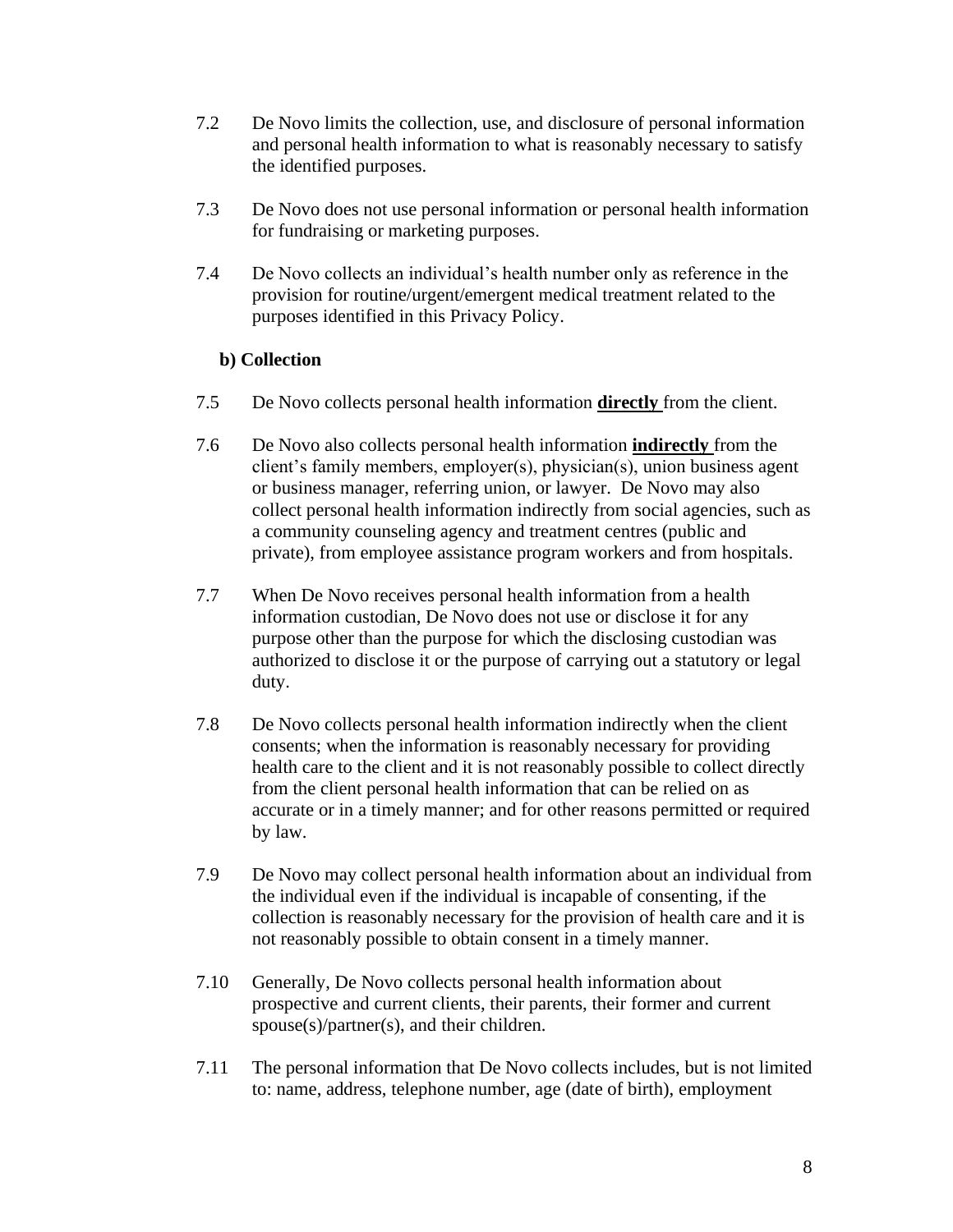7.2 De Novo limits the collection, use, and disclosure of personal information and personal health information to what is reasonably necessary to satisfy the identified purposes.

7.3 De Novo does not use personal information or personal health information for fundraising or marketing purposes.

7.4 De Novo collects an individual's health number only as reference in the provision for routine/urgent/emergent medical treatment related to the purposes identified in this Privacy Policy.

**b) Collection**

7.5 De Novo collects personal health information **directly** from the client.

7.6 De Novo also collects personal health information **indirectly** from the client's family members, employer(s), physician(s), union business agent or business manager, referring union, or lawyer. De Novo may also collect personal health information indirectly from social agencies, such as a community counseling agency and treatment centres (public and private), from employee assistance program workers and from hospitals.

7.7 When De Novo receives personal health information from a health information custodian, De Novo does not use or disclose it for any purpose other than the purpose for which the disclosing custodian was authorized to disclose it or the purpose of carrying out a statutory or legal duty.

7.8 De Novo collects personal health information indirectly when the client consents; when the information is reasonably necessary for providing health care to the client and it is not reasonably possible to collect directly from the client personal health information that can be relied on as accurate or in a timely manner; and for other reasons permitted or required by law.

7.9 De Novo may collect personal health information about an individual from the individual even if the individual is incapable of consenting, if the collection is reasonably necessary for the provision of health care and it is not reasonably possible to obtain consent in a timely manner.

7.10 Generally, De Novo collects personal health information about prospective and current clients, their parents, their former and current spouse(s)/partner(s), and their children.

7.11 The personal information that De Novo collects includes, but is not limited to: name, address, telephone number, age (date of birth), employment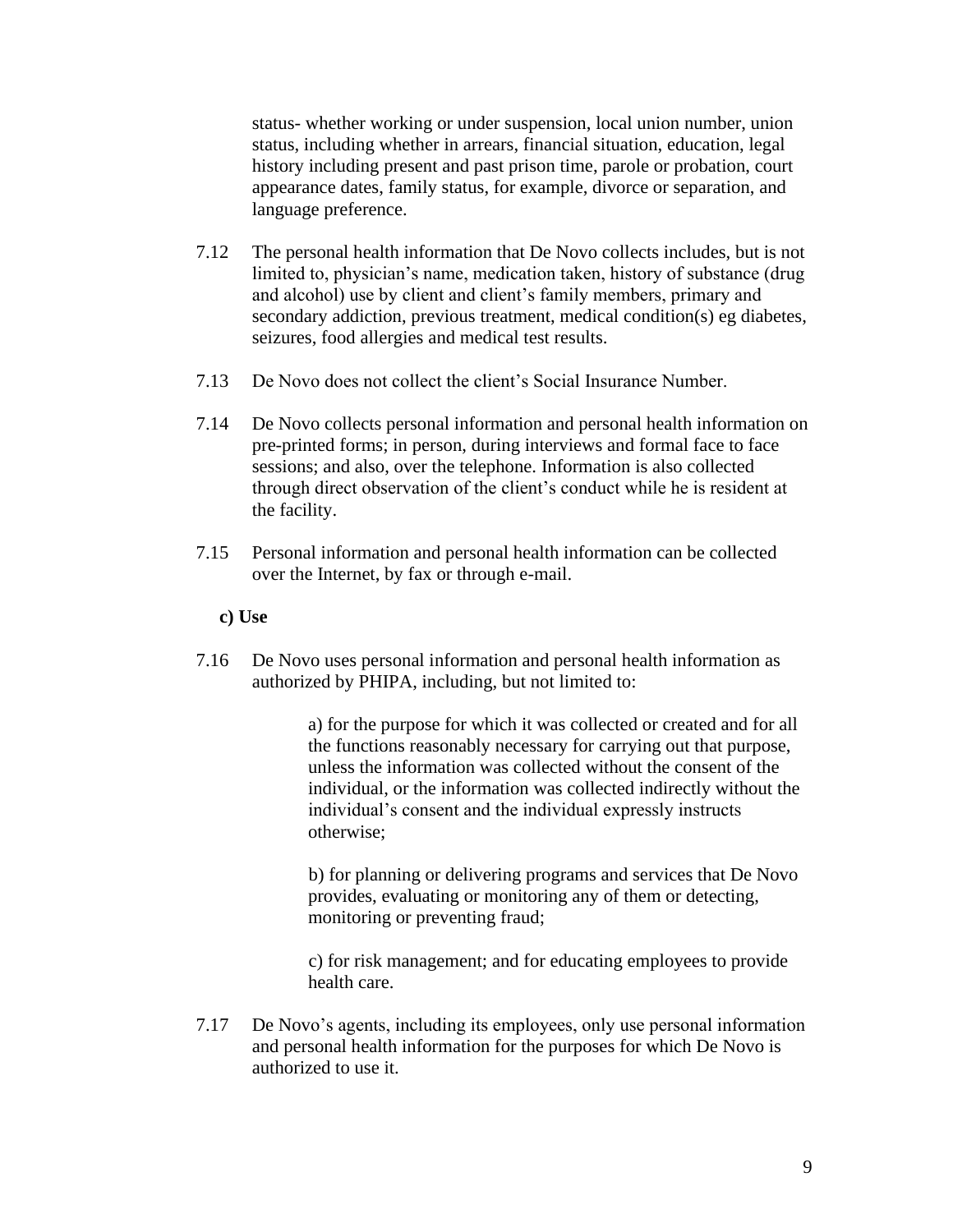status- whether working or under suspension, local union number, union status, including whether in arrears, financial situation, education, legal history including present and past prison time, parole or probation, court appearance dates, family status, for example, divorce or separation, and language preference.

7.12 The personal health information that De Novo collects includes, but is not limited to, physician's name, medication taken, history of substance (drug and alcohol) use by client and client's family members, primary and secondary addiction, previous treatment, medical condition(s) eg diabetes, seizures, food allergies and medical test results.

7.13 De Novo does not collect the client's Social Insurance Number.

7.14 De Novo collects personal information and personal health information on pre-printed forms; in person, during interviews and formal face to face sessions; and also, over the telephone. Information is also collected through direct observation of the client's conduct while he is resident at the facility.

7.15 Personal information and personal health information can be collected over the Internet, by fax or through e-mail.

**c) Use**

7.16 De Novo uses personal information and personal health information as authorized by PHIPA, including, but not limited to:

a) for the purpose for which it was collected or created and for all the functions reasonably necessary for carrying out that purpose, unless the information was collected without the consent of the individual, or the information was collected indirectly without the individual's consent and the individual expressly instructs otherwise;

b) for planning or delivering programs and services that De Novo provides, evaluating or monitoring any of them or detecting, monitoring or preventing fraud;

c) for risk management; and for educating employees to provide health care.

7.17 De Novo's agents, including its employees, only use personal information and personal health information for the purposes for which De Novo is authorized to use it.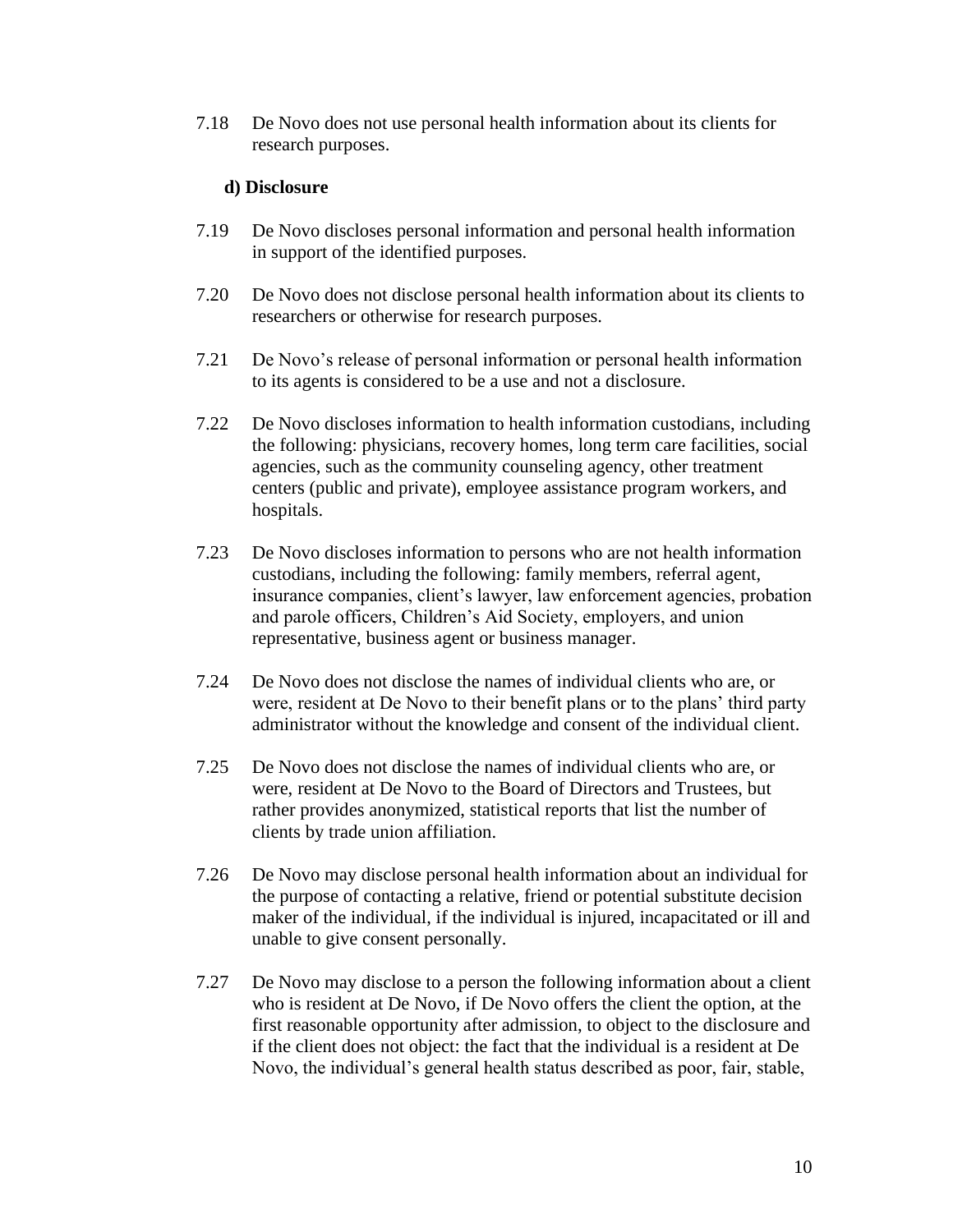7.18 De Novo does not use personal health information about its clients for research purposes.

**d) Disclosure**

7.19 De Novo discloses personal information and personal health information in support of the identified purposes.

7.20 De Novo does not disclose personal health information about its clients to researchers or otherwise for research purposes.

7.21 De Novo's release of personal information or personal health information to its agents is considered to be a use and not a disclosure.

7.22 De Novo discloses information to health information custodians, including the following: physicians, recovery homes, long term care facilities, social agencies, such as the community counseling agency, other treatment centers (public and private), employee assistance program workers, and hospitals.

7.23 De Novo discloses information to persons who are not health information custodians, including the following: family members, referral agent, insurance companies, client's lawyer, law enforcement agencies, probation and parole officers, Children's Aid Society, employers, and union representative, business agent or business manager.

7.24 De Novo does not disclose the names of individual clients who are, or were, resident at De Novo to their benefit plans or to the plans' third party administrator without the knowledge and consent of the individual client.

7.25 De Novo does not disclose the names of individual clients who are, or were, resident at De Novo to the Board of Directors and Trustees, but rather provides anonymized, statistical reports that list the number of clients by trade union affiliation.

7.26 De Novo may disclose personal health information about an individual for the purpose of contacting a relative, friend or potential substitute decision maker of the individual, if the individual is injured, incapacitated or ill and unable to give consent personally.

7.27 De Novo may disclose to a person the following information about a client who is resident at De Novo, if De Novo offers the client the option, at the first reasonable opportunity after admission, to object to the disclosure and if the client does not object: the fact that the individual is a resident at De Novo, the individual's general health status described as poor, fair, stable,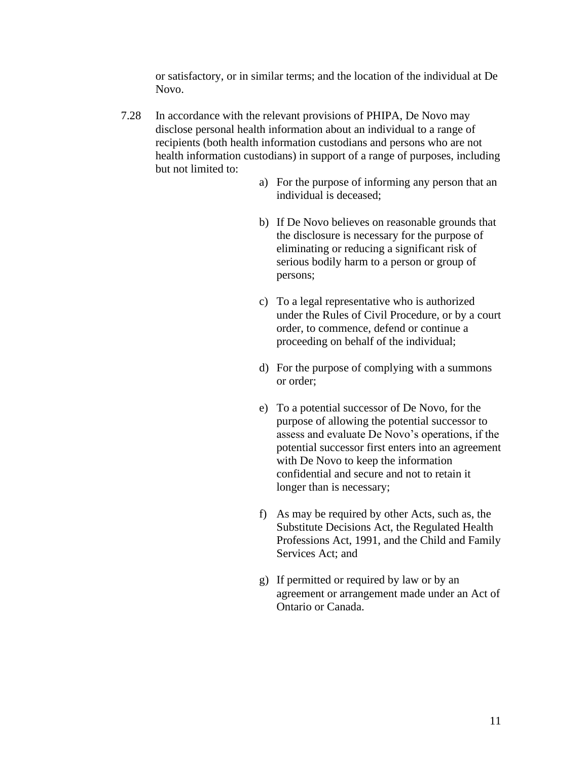or satisfactory, or in similar terms; and the location of the individual at De Novo.

7.28 In accordance with the relevant provisions of PHIPA, De Novo may disclose personal health information about an individual to a range of recipients (both health information custodians and persons who are not health information custodians) in support of a range of purposes, including but not limited to:

a) For the purpose of informing any person that an individual is deceased;

b) If De Novo believes on reasonable grounds that the disclosure is necessary for the purpose of eliminating or reducing a significant risk of serious bodily harm to a person or group of persons;

c) To a legal representative who is authorized under the Rules of Civil Procedure, or by a court order, to commence, defend or continue a proceeding on behalf of the individual;

d) For the purpose of complying with a summons or order;

e) To a potential successor of De Novo, for the purpose of allowing the potential successor to assess and evaluate De Novo's operations, if the potential successor first enters into an agreement with De Novo to keep the information confidential and secure and not to retain it longer than is necessary;

f) As may be required by other Acts, such as, the Substitute Decisions Act, the Regulated Health Professions Act, 1991, and the Child and Family Services Act; and

g) If permitted or required by law or by an agreement or arrangement made under an Act of Ontario or Canada.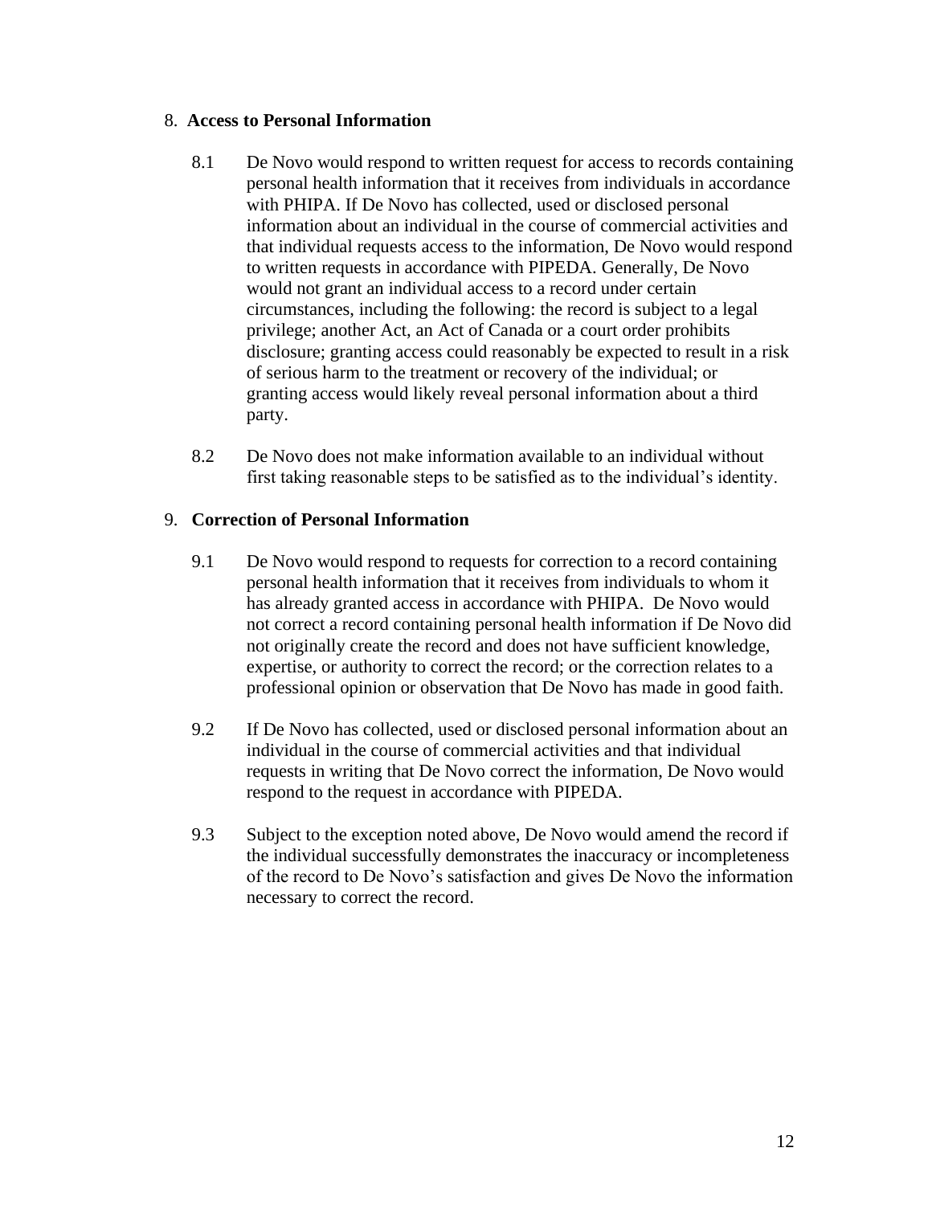## 8. **Access to Personal Information**

8.1 De Novo would respond to written request for access to records containing personal health information that it receives from individuals in accordance with PHIPA. If De Novo has collected, used or disclosed personal information about an individual in the course of commercial activities and that individual requests access to the information, De Novo would respond to written requests in accordance with PIPEDA. Generally, De Novo would not grant an individual access to a record under certain circumstances, including the following: the record is subject to a legal privilege; another Act, an Act of Canada or a court order prohibits disclosure; granting access could reasonably be expected to result in a risk of serious harm to the treatment or recovery of the individual; or granting access would likely reveal personal information about a third party.

8.2 De Novo does not make information available to an individual without first taking reasonable steps to be satisfied as to the individual's identity.

## 9. **Correction of Personal Information**

9.1 De Novo would respond to requests for correction to a record containing personal health information that it receives from individuals to whom it has already granted access in accordance with PHIPA. De Novo would not correct a record containing personal health information if De Novo did not originally create the record and does not have sufficient knowledge, expertise, or authority to correct the record; or the correction relates to a professional opinion or observation that De Novo has made in good faith.

9.2 If De Novo has collected, used or disclosed personal information about an individual in the course of commercial activities and that individual requests in writing that De Novo correct the information, De Novo would respond to the request in accordance with PIPEDA.

9.3 Subject to the exception noted above, De Novo would amend the record if the individual successfully demonstrates the inaccuracy or incompleteness of the record to De Novo's satisfaction and gives De Novo the information necessary to correct the record.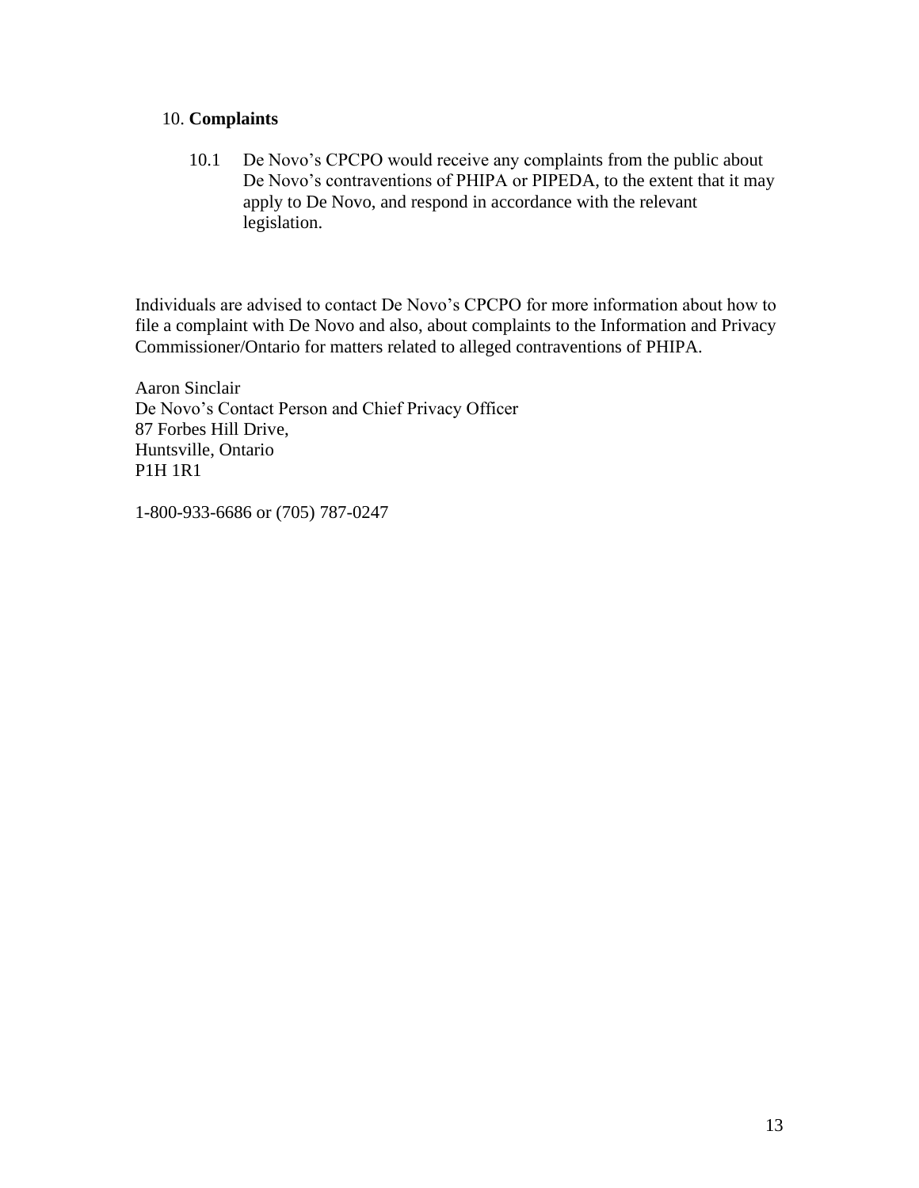## 10. **Complaints**

10.1 De Novo's CPCPO would receive any complaints from the public about De Novo's contraventions of PHIPA or PIPEDA, to the extent that it may apply to De Novo, and respond in accordance with the relevant legislation.

Individuals are advised to contact De Novo's CPCPO for more information about how to file a complaint with De Novo and also, about complaints to the Information and Privacy Commissioner/Ontario for matters related to alleged contraventions of PHIPA.

Aaron Sinclair
De Novo's Contact Person and Chief Privacy Officer
87 Forbes Hill Drive,
Huntsville, Ontario
P1H 1R1

1-800-933-6686 or (705) 787-0247